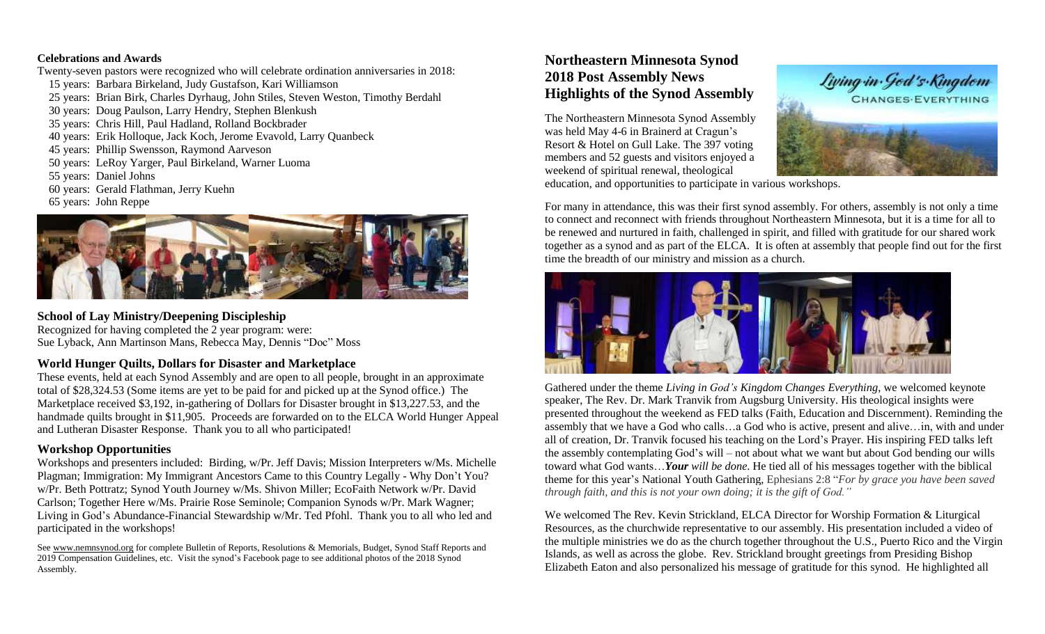**Celebrations and Awards**

Twenty-seven pastors were recognized who will celebrate ordination anniversaries in 2018:

- 15 years: Barbara Birkeland, Judy Gustafson, Kari Williamson
- 25 years: Brian Birk, Charles Dyrhaug, John Stiles, Steven Weston, Timothy Berdahl
- 30 years: Doug Paulson, Larry Hendry, Stephen Blenkush
- 35 years: Chris Hill, Paul Hadland, Rolland Bockbrader
- 40 years: Erik Holloque, Jack Koch, Jerome Evavold, Larry Quanbeck
- 45 years: Phillip Swensson, Raymond Aarveson
- 50 years: LeRoy Yarger, Paul Birkeland, Warner Luoma
- 55 years: Daniel Johns
- 60 years: Gerald Flathman, Jerry Kuehn
- 65 years: John Reppe

### School of Lay Ministry/Deepening Discipleship

Recognized for having completed the 2 year program: were:
Sue Lyback, Ann Martinson Mans, Rebecca May, Dennis "Doc" Moss

### World Hunger Quilts, Dollars for Disaster and Marketplace

These events, held at each Synod Assembly and are open to all people, brought in an approximate total of $28,324.53 (Some items are yet to be paid for and picked up at the Synod office.) The Marketplace received $3,192, in-gathering of Dollars for Disaster brought in $13,227.53, and the handmade quilts brought in $11,905. Proceeds are forwarded on to the ELCA World Hunger Appeal and Lutheran Disaster Response. Thank you to all who participated!

### Workshop Opportunities

Workshops and presenters included: Birding, w/Pr. Jeff Davis; Mission Interpreters w/Ms. Michelle Plagman; Immigration: My Immigrant Ancestors Came to this Country Legally - Why Don't You? w/Pr. Beth Pottratz; Synod Youth Journey w/Ms. Shivon Miller; EcoFaith Network w/Pr. David Carlson; Together Here w/Ms. Prairie Rose Seminole; Companion Synods w/Pr. Mark Wagner; Living in God's Abundance-Financial Stewardship w/Mr. Ted Pfohl. Thank you to all who led and participated in the workshops!

See www.nemnsynod.org for complete Bulletin of Reports, Resolutions & Memorials, Budget, Synod Staff Reports and 2019 Compensation Guidelines, etc. Visit the synod's Facebook page to see additional photos of the 2018 Synod Assembly.

## Northeastern Minnesota Synod 2018 Post Assembly News Highlights of the Synod Assembly

The Northeastern Minnesota Synod Assembly was held May 4-6 in Brainerd at Cragun's Resort & Hotel on Gull Lake. The 397 voting members and 52 guests and visitors enjoyed a weekend of spiritual renewal, theological education, and opportunities to participate in various workshops.

For many in attendance, this was their first synod assembly. For others, assembly is not only a time to connect and reconnect with friends throughout Northeastern Minnesota, but it is a time for all to be renewed and nurtured in faith, challenged in spirit, and filled with gratitude for our shared work together as a synod and as part of the ELCA. It is often at assembly that people find out for the first time the breadth of our ministry and mission as a church.

Gathered under the theme *Living in God's Kingdom Changes Everything*, we welcomed keynote speaker, The Rev. Dr. Mark Tranvik from Augsburg University. His theological insights were presented throughout the weekend as FED talks (Faith, Education and Discernment). Reminding the assembly that we have a God who calls…a God who is active, present and alive…in, with and under all of creation, Dr. Tranvik focused his teaching on the Lord's Prayer. His inspiring FED talks left the assembly contemplating God's will – not about what we want but about God bending our wills toward what God wants…***Your** will be done*. He tied all of his messages together with the biblical theme for this year's National Youth Gathering, Ephesians 2:8 "*For by grace you have been saved through faith, and this is not your own doing; it is the gift of God."*

We welcomed The Rev. Kevin Strickland, ELCA Director for Worship Formation & Liturgical Resources, as the churchwide representative to our assembly. His presentation included a video of the multiple ministries we do as the church together throughout the U.S., Puerto Rico and the Virgin Islands, as well as across the globe. Rev. Strickland brought greetings from Presiding Bishop Elizabeth Eaton and also personalized his message of gratitude for this synod. He highlighted all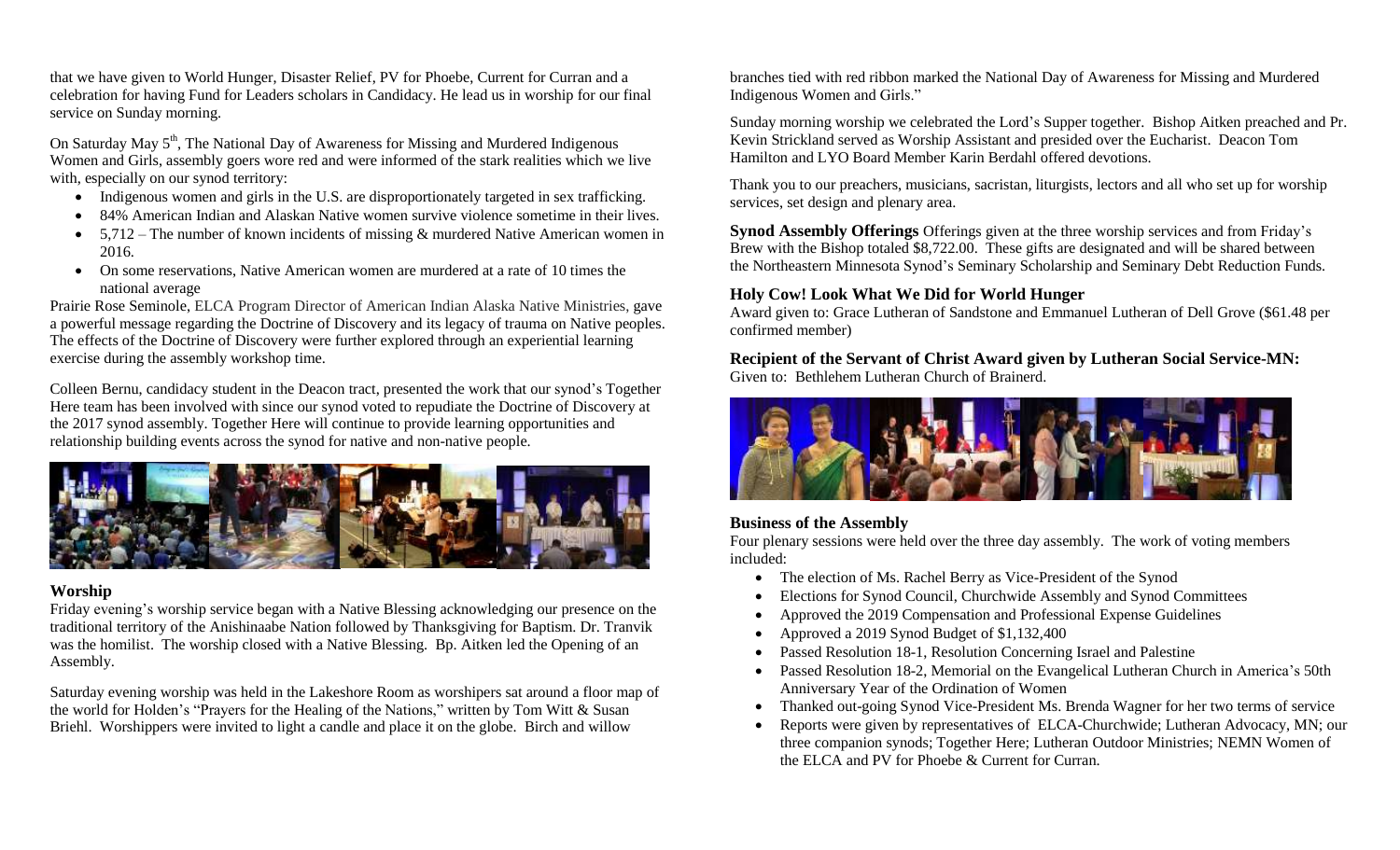that we have given to World Hunger, Disaster Relief, PV for Phoebe, Current for Curran and a celebration for having Fund for Leaders scholars in Candidacy. He lead us in worship for our final service on Sunday morning.

On Saturday May 5th, The National Day of Awareness for Missing and Murdered Indigenous Women and Girls, assembly goers wore red and were informed of the stark realities which we live with, especially on our synod territory:

- Indigenous women and girls in the U.S. are disproportionately targeted in sex trafficking.
- 84% American Indian and Alaskan Native women survive violence sometime in their lives.
- 5,712 – The number of known incidents of missing & murdered Native American women in 2016.
- On some reservations, Native American women are murdered at a rate of 10 times the national average

Prairie Rose Seminole, ELCA Program Director of American Indian Alaska Native Ministries, gave a powerful message regarding the Doctrine of Discovery and its legacy of trauma on Native peoples. The effects of the Doctrine of Discovery were further explored through an experiential learning exercise during the assembly workshop time.

Colleen Bernu, candidacy student in the Deacon tract, presented the work that our synod's Together Here team has been involved with since our synod voted to repudiate the Doctrine of Discovery at the 2017 synod assembly. Together Here will continue to provide learning opportunities and relationship building events across the synod for native and non-native people.

## Worship

Friday evening's worship service began with a Native Blessing acknowledging our presence on the traditional territory of the Anishinaabe Nation followed by Thanksgiving for Baptism. Dr. Tranvik was the homilist. The worship closed with a Native Blessing. Bp. Aitken led the Opening of an Assembly.

Saturday evening worship was held in the Lakeshore Room as worshipers sat around a floor map of the world for Holden's "Prayers for the Healing of the Nations," written by Tom Witt & Susan Briehl. Worshippers were invited to light a candle and place it on the globe. Birch and willow branches tied with red ribbon marked the National Day of Awareness for Missing and Murdered Indigenous Women and Girls."

Sunday morning worship we celebrated the Lord's Supper together. Bishop Aitken preached and Pr. Kevin Strickland served as Worship Assistant and presided over the Eucharist. Deacon Tom Hamilton and LYO Board Member Karin Berdahl offered devotions.

Thank you to our preachers, musicians, sacristan, liturgists, lectors and all who set up for worship services, set design and plenary area.

**Synod Assembly Offerings** Offerings given at the three worship services and from Friday's Brew with the Bishop totaled $8,722.00. These gifts are designated and will be shared between the Northeastern Minnesota Synod's Seminary Scholarship and Seminary Debt Reduction Funds.

## Holy Cow! Look What We Did for World Hunger

Award given to: Grace Lutheran of Sandstone and Emmanuel Lutheran of Dell Grove ($61.48 per confirmed member)

**Recipient of the Servant of Christ Award given by Lutheran Social Service-MN:**
Given to: Bethlehem Lutheran Church of Brainerd.

## Business of the Assembly

Four plenary sessions were held over the three day assembly. The work of voting members included:

- The election of Ms. Rachel Berry as Vice-President of the Synod
- Elections for Synod Council, Churchwide Assembly and Synod Committees
- Approved the 2019 Compensation and Professional Expense Guidelines
- Approved a 2019 Synod Budget of $1,132,400
- Passed Resolution 18-1, Resolution Concerning Israel and Palestine
- Passed Resolution 18-2, Memorial on the Evangelical Lutheran Church in America's 50th Anniversary Year of the Ordination of Women
- Thanked out-going Synod Vice-President Ms. Brenda Wagner for her two terms of service
- Reports were given by representatives of ELCA-Churchwide; Lutheran Advocacy, MN; our three companion synods; Together Here; Lutheran Outdoor Ministries; NEMN Women of the ELCA and PV for Phoebe & Current for Curran.